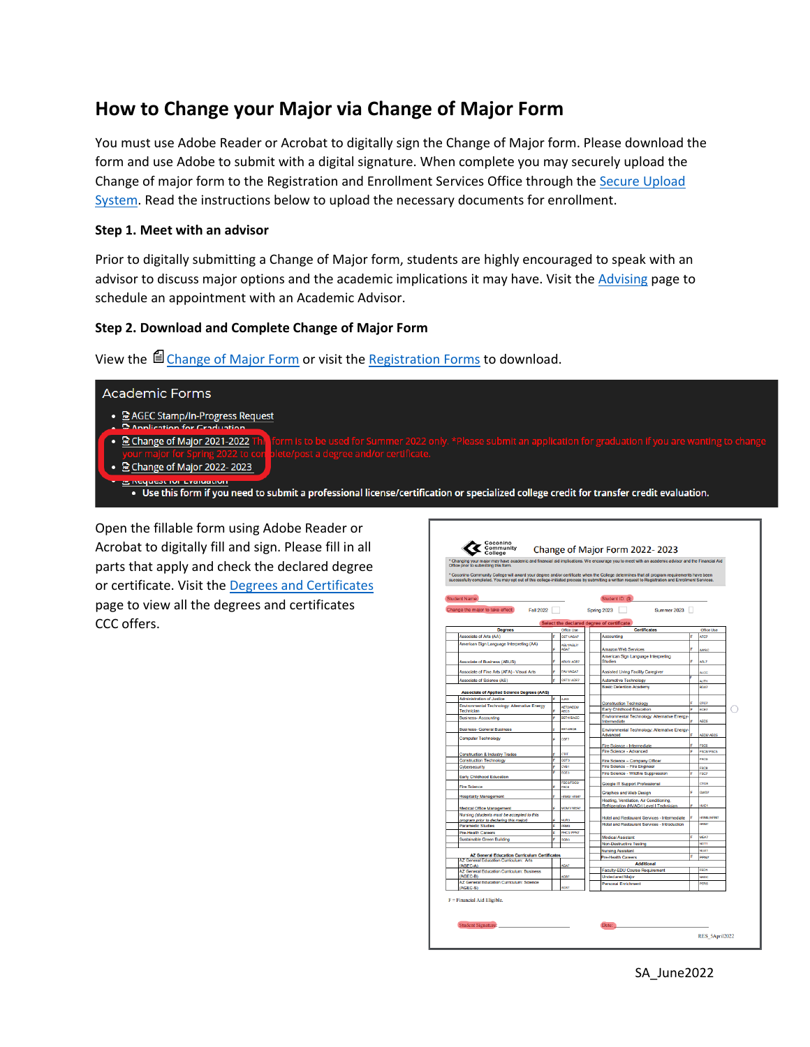# How to Change your Major via Change of Major Form

You must use Adobe Reader or Acrobat to digitally sign the Change of Major form. Please download the form and use Adobe to submit with a digital signature. When complete you may securely upload the Change of major form to the Registration and Enrollment Services Office through the Secure Upload System. Read the instructions below to upload the necessary documents for enrollment.

### Step 1. Meet with an advisor

Prior to digitally submitting a Change of Major form, students are highly encouraged to speak with an advisor to discuss major options and the academic implications it may have. Visit the Advising page to schedule an appointment with an Academic Advisor.

### Step 2. Download and Complete Change of Major Form

View the Change of Major Form or visit the Registration Forms to download.

Academic Forms

- AGEC Stamp/In-Progress Request
- Application for Graduation
- Change of Major 2021-2022 This form is to be used for Summer 2022 only. *Please submit an application for graduation if you are wanting to change your major for Spring 2022 to complete/post a degree and/or certificate.
- Change of Major 2022- 2023
- Request for Evaluation
  - Use this form if you need to submit a professional license/certification or specialized college credit for transfer credit evaluation.

Open the fillable form using Adobe Reader or Acrobat to digitally fill and sign. Please fill in all parts that apply and check the declared degree or certificate. Visit the Degrees and Certificates page to view all the degrees and certificates CCC offers.

SA_June2022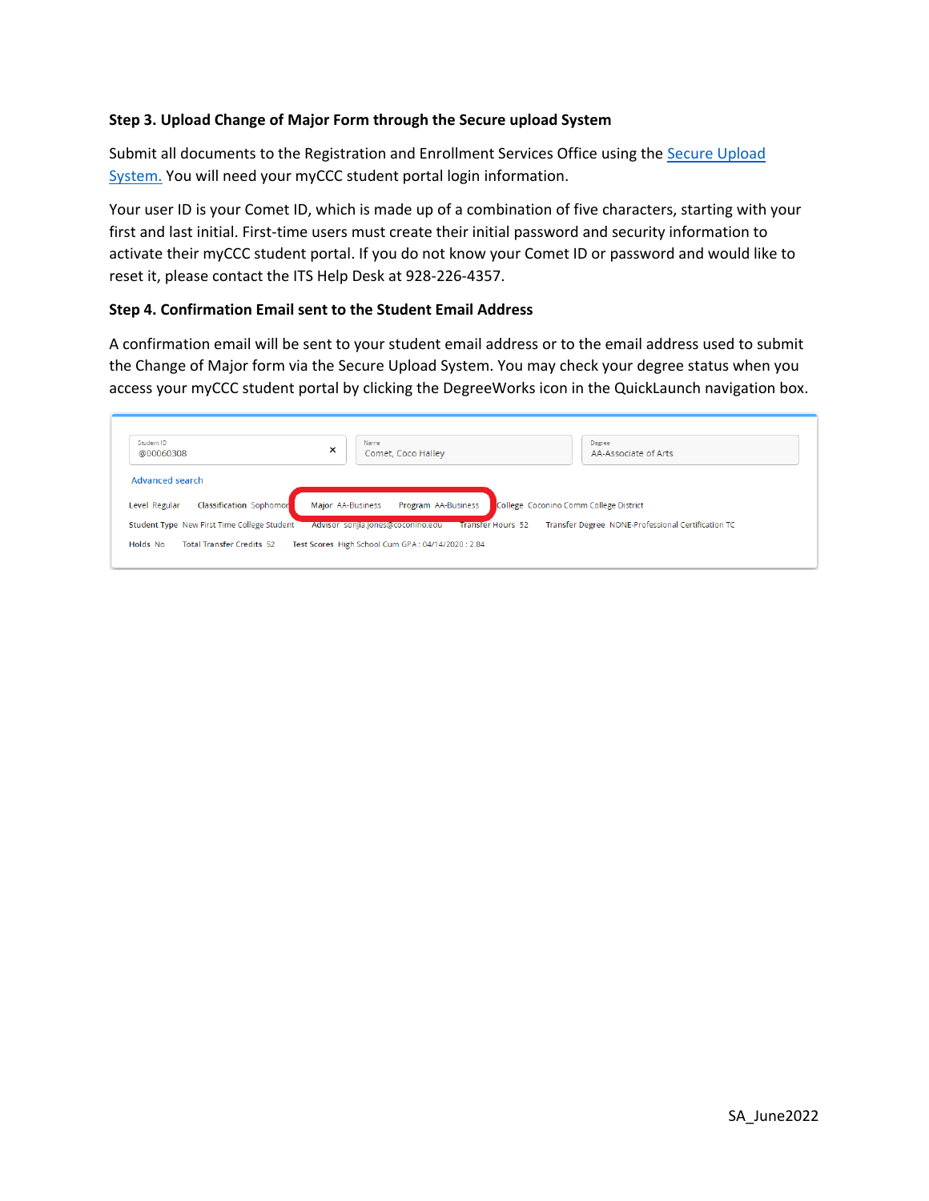**Step 3. Upload Change of Major Form through the Secure upload System**

Submit all documents to the Registration and Enrollment Services Office using the Secure Upload System. You will need your myCCC student portal login information.

Your user ID is your Comet ID, which is made up of a combination of five characters, starting with your first and last initial. First-time users must create their initial password and security information to activate their myCCC student portal. If you do not know your Comet ID or password and would like to reset it, please contact the ITS Help Desk at 928-226-4357.

**Step 4. Confirmation Email sent to the Student Email Address**

A confirmation email will be sent to your student email address or to the email address used to submit the Change of Major form via the Secure Upload System. You may check your degree status when you access your myCCC student portal by clicking the DegreeWorks icon in the QuickLaunch navigation box.

Student ID
@00060308

Name
Comet, Coco Halley

Degree
AA-Associate of Arts

Advanced search

Level Regular Classification Sophomore Major AA-Business Program AA-Business College Coconino Comm College District

Student Type New First Time College Student Advisor sonjia.jones@coconino.edu Transfer Hours 52 Transfer Degree NONE-Professional Certification TC

Holds No Total Transfer Credits 52 Test Scores High School Cum GPA : 04/14/2020 : 2.84

SA_June2022